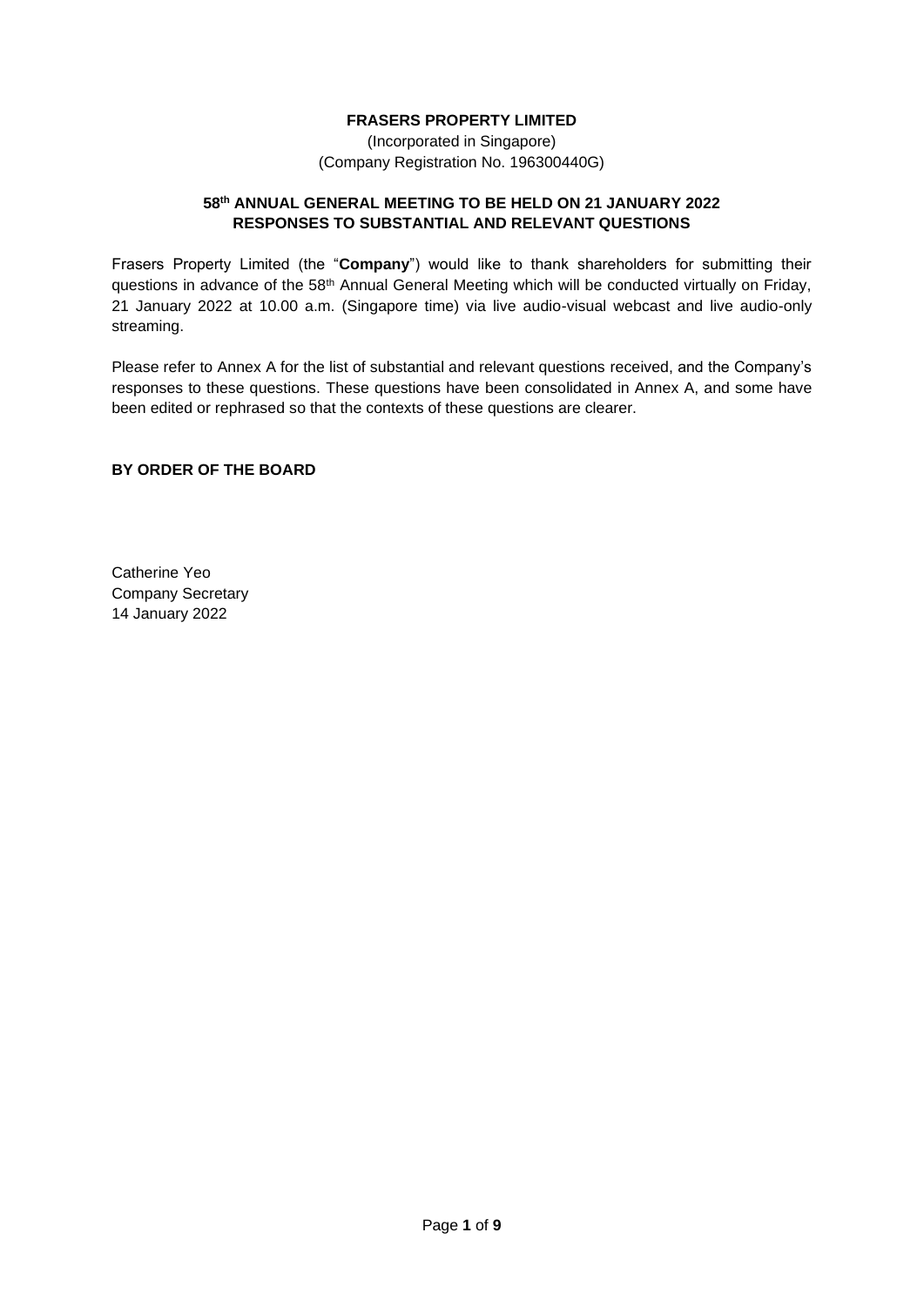**FRASERS PROPERTY LIMITED**

(Incorporated in Singapore)
(Company Registration No. 196300440G)

**58th ANNUAL GENERAL MEETING TO BE HELD ON 21 JANUARY 2022**
**RESPONSES TO SUBSTANTIAL AND RELEVANT QUESTIONS**

Frasers Property Limited (the "**Company**") would like to thank shareholders for submitting their questions in advance of the 58th Annual General Meeting which will be conducted virtually on Friday, 21 January 2022 at 10.00 a.m. (Singapore time) via live audio-visual webcast and live audio-only streaming.

Please refer to Annex A for the list of substantial and relevant questions received, and the Company's responses to these questions. These questions have been consolidated in Annex A, and some have been edited or rephrased so that the contexts of these questions are clearer.

**BY ORDER OF THE BOARD**

Catherine Yeo
Company Secretary
14 January 2022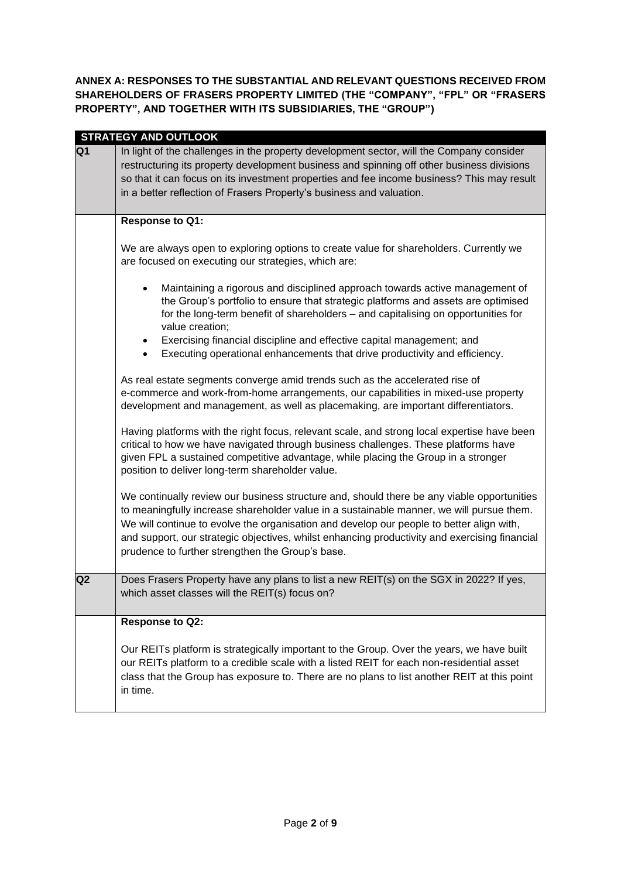**ANNEX A: RESPONSES TO THE SUBSTANTIAL AND RELEVANT QUESTIONS RECEIVED FROM SHAREHOLDERS OF FRASERS PROPERTY LIMITED (THE "COMPANY", "FPL" OR "FRASERS PROPERTY", AND TOGETHER WITH ITS SUBSIDIARIES, THE "GROUP")**

## STRATEGY AND OUTLOOK

**Q1** In light of the challenges in the property development sector, will the Company consider restructuring its property development business and spinning off other business divisions so that it can focus on its investment properties and fee income business? This may result in a better reflection of Frasers Property's business and valuation.

**Response to Q1:**

We are always open to exploring options to create value for shareholders. Currently we are focused on executing our strategies, which are:

- Maintaining a rigorous and disciplined approach towards active management of the Group's portfolio to ensure that strategic platforms and assets are optimised for the long-term benefit of shareholders – and capitalising on opportunities for value creation;
- Exercising financial discipline and effective capital management; and
- Executing operational enhancements that drive productivity and efficiency.

As real estate segments converge amid trends such as the accelerated rise of e-commerce and work-from-home arrangements, our capabilities in mixed-use property development and management, as well as placemaking, are important differentiators.

Having platforms with the right focus, relevant scale, and strong local expertise have been critical to how we have navigated through business challenges. These platforms have given FPL a sustained competitive advantage, while placing the Group in a stronger position to deliver long-term shareholder value.

We continually review our business structure and, should there be any viable opportunities to meaningfully increase shareholder value in a sustainable manner, we will pursue them. We will continue to evolve the organisation and develop our people to better align with, and support, our strategic objectives, whilst enhancing productivity and exercising financial prudence to further strengthen the Group's base.

**Q2** Does Frasers Property have any plans to list a new REIT(s) on the SGX in 2022? If yes, which asset classes will the REIT(s) focus on?

**Response to Q2:**

Our REITs platform is strategically important to the Group. Over the years, we have built our REITs platform to a credible scale with a listed REIT for each non-residential asset class that the Group has exposure to. There are no plans to list another REIT at this point in time.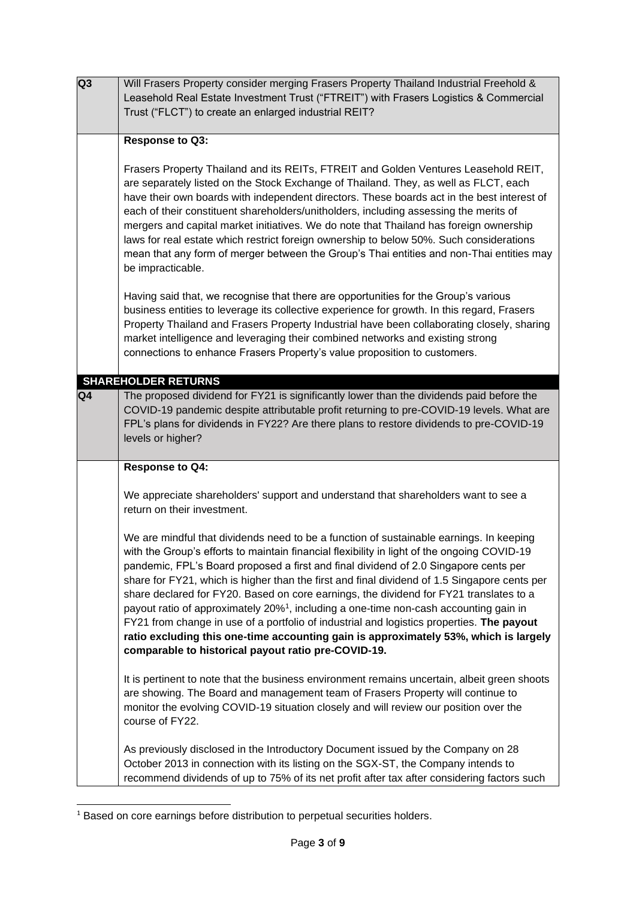| | |
|---|---|
| **Q3** | Will Frasers Property consider merging Frasers Property Thailand Industrial Freehold & Leasehold Real Estate Investment Trust ("FTREIT") with Frasers Logistics & Commercial Trust ("FLCT") to create an enlarged industrial REIT? |
| | **Response to Q3:**<br><br>Frasers Property Thailand and its REITs, FTREIT and Golden Ventures Leasehold REIT, are separately listed on the Stock Exchange of Thailand. They, as well as FLCT, each have their own boards with independent directors. These boards act in the best interest of each of their constituent shareholders/unitholders, including assessing the merits of mergers and capital market initiatives. We do note that Thailand has foreign ownership laws for real estate which restrict foreign ownership to below 50%. Such considerations mean that any form of merger between the Group's Thai entities and non-Thai entities may be impracticable.<br><br>Having said that, we recognise that there are opportunities for the Group's various business entities to leverage its collective experience for growth. In this regard, Frasers Property Thailand and Frasers Property Industrial have been collaborating closely, sharing market intelligence and leveraging their combined networks and existing strong connections to enhance Frasers Property's value proposition to customers. |
| | **SHAREHOLDER RETURNS** |
| **Q4** | The proposed dividend for FY21 is significantly lower than the dividends paid before the COVID-19 pandemic despite attributable profit returning to pre-COVID-19 levels. What are FPL's plans for dividends in FY22? Are there plans to restore dividends to pre-COVID-19 levels or higher? |
| | **Response to Q4:**<br><br>We appreciate shareholders' support and understand that shareholders want to see a return on their investment.<br><br>We are mindful that dividends need to be a function of sustainable earnings. In keeping with the Group's efforts to maintain financial flexibility in light of the ongoing COVID-19 pandemic, FPL's Board proposed a first and final dividend of 2.0 Singapore cents per share for FY21, which is higher than the first and final dividend of 1.5 Singapore cents per share declared for FY20. Based on core earnings, the dividend for FY21 translates to a payout ratio of approximately 20%[1], including a one-time non-cash accounting gain in FY21 from change in use of a portfolio of industrial and logistics properties. **The payout ratio excluding this one-time accounting gain is approximately 53%, which is largely comparable to historical payout ratio pre-COVID-19.**<br><br>It is pertinent to note that the business environment remains uncertain, albeit green shoots are showing. The Board and management team of Frasers Property will continue to monitor the evolving COVID-19 situation closely and will review our position over the course of FY22.<br><br>As previously disclosed in the Introductory Document issued by the Company on 28 October 2013 in connection with its listing on the SGX-ST, the Company intends to recommend dividends of up to 75% of its net profit after tax after considering factors such |

[1] Based on core earnings before distribution to perpetual securities holders.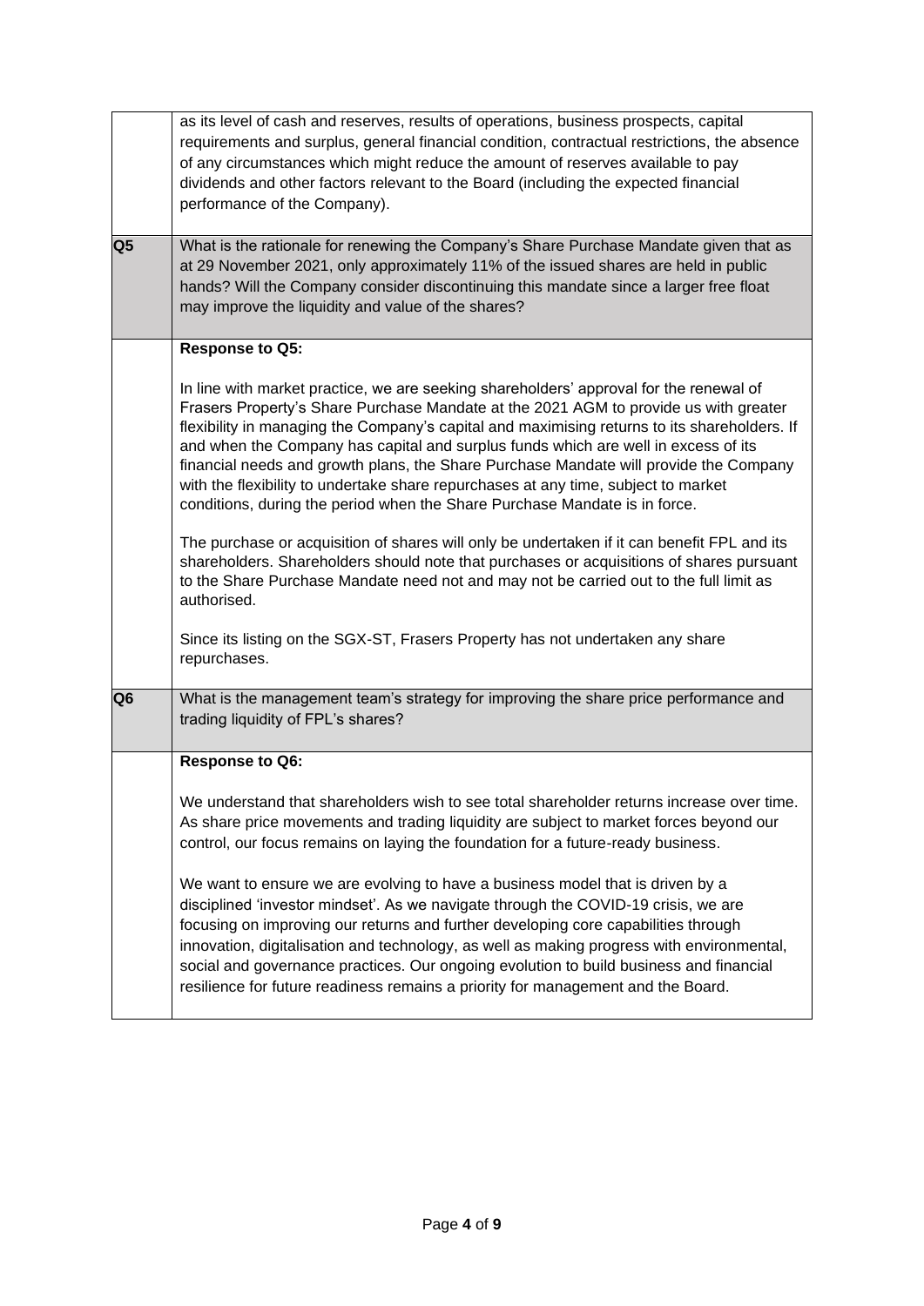| | |
|---|---|
| | as its level of cash and reserves, results of operations, business prospects, capital requirements and surplus, general financial condition, contractual restrictions, the absence of any circumstances which might reduce the amount of reserves available to pay dividends and other factors relevant to the Board (including the expected financial performance of the Company). |
| **Q5** | What is the rationale for renewing the Company's Share Purchase Mandate given that as at 29 November 2021, only approximately 11% of the issued shares are held in public hands? Will the Company consider discontinuing this mandate since a larger free float may improve the liquidity and value of the shares? |
| | **Response to Q5:**<br><br>In line with market practice, we are seeking shareholders' approval for the renewal of Frasers Property's Share Purchase Mandate at the 2021 AGM to provide us with greater flexibility in managing the Company's capital and maximising returns to its shareholders. If and when the Company has capital and surplus funds which are well in excess of its financial needs and growth plans, the Share Purchase Mandate will provide the Company with the flexibility to undertake share repurchases at any time, subject to market conditions, during the period when the Share Purchase Mandate is in force.<br><br>The purchase or acquisition of shares will only be undertaken if it can benefit FPL and its shareholders. Shareholders should note that purchases or acquisitions of shares pursuant to the Share Purchase Mandate need not and may not be carried out to the full limit as authorised.<br><br>Since its listing on the SGX-ST, Frasers Property has not undertaken any share repurchases. |
| **Q6** | What is the management team's strategy for improving the share price performance and trading liquidity of FPL's shares? |
| | **Response to Q6:**<br><br>We understand that shareholders wish to see total shareholder returns increase over time. As share price movements and trading liquidity are subject to market forces beyond our control, our focus remains on laying the foundation for a future-ready business.<br><br>We want to ensure we are evolving to have a business model that is driven by a disciplined 'investor mindset'. As we navigate through the COVID-19 crisis, we are focusing on improving our returns and further developing core capabilities through innovation, digitalisation and technology, as well as making progress with environmental, social and governance practices. Our ongoing evolution to build business and financial resilience for future readiness remains a priority for management and the Board. |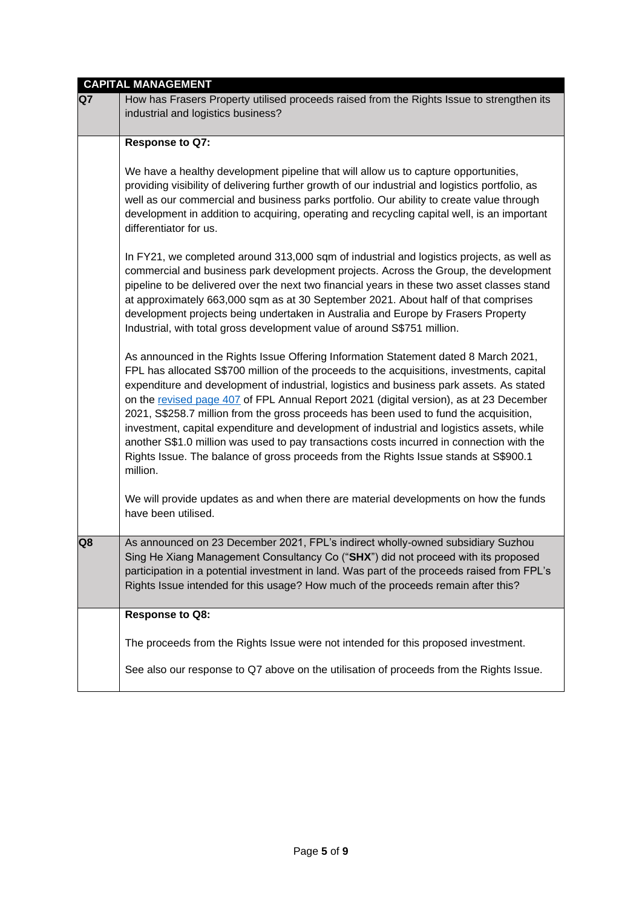## CAPITAL MANAGEMENT

| | |
|---|---|
| **Q7** | How has Frasers Property utilised proceeds raised from the Rights Issue to strengthen its industrial and logistics business? |
| | **Response to Q7:**<br><br>We have a healthy development pipeline that will allow us to capture opportunities, providing visibility of delivering further growth of our industrial and logistics portfolio, as well as our commercial and business parks portfolio. Our ability to create value through development in addition to acquiring, operating and recycling capital well, is an important differentiator for us.<br><br>In FY21, we completed around 313,000 sqm of industrial and logistics projects, as well as commercial and business park development projects. Across the Group, the development pipeline to be delivered over the next two financial years in these two asset classes stand at approximately 663,000 sqm as at 30 September 2021. About half of that comprises development projects being undertaken in Australia and Europe by Frasers Property Industrial, with total gross development value of around S$751 million.<br><br>As announced in the Rights Issue Offering Information Statement dated 8 March 2021, FPL has allocated S$700 million of the proceeds to the acquisitions, investments, capital expenditure and development of industrial, logistics and business park assets. As stated on the revised page 407 of FPL Annual Report 2021 (digital version), as at 23 December 2021, S$258.7 million from the gross proceeds has been used to fund the acquisition, investment, capital expenditure and development of industrial and logistics assets, while another S$1.0 million was used to pay transactions costs incurred in connection with the Rights Issue. The balance of gross proceeds from the Rights Issue stands at S$900.1 million.<br><br>We will provide updates as and when there are material developments on how the funds have been utilised. |
| **Q8** | As announced on 23 December 2021, FPL's indirect wholly-owned subsidiary Suzhou Sing He Xiang Management Consultancy Co ("**SHX**") did not proceed with its proposed participation in a potential investment in land. Was part of the proceeds raised from FPL's Rights Issue intended for this usage? How much of the proceeds remain after this? |
| | **Response to Q8:**<br><br>The proceeds from the Rights Issue were not intended for this proposed investment.<br><br>See also our response to Q7 above on the utilisation of proceeds from the Rights Issue. |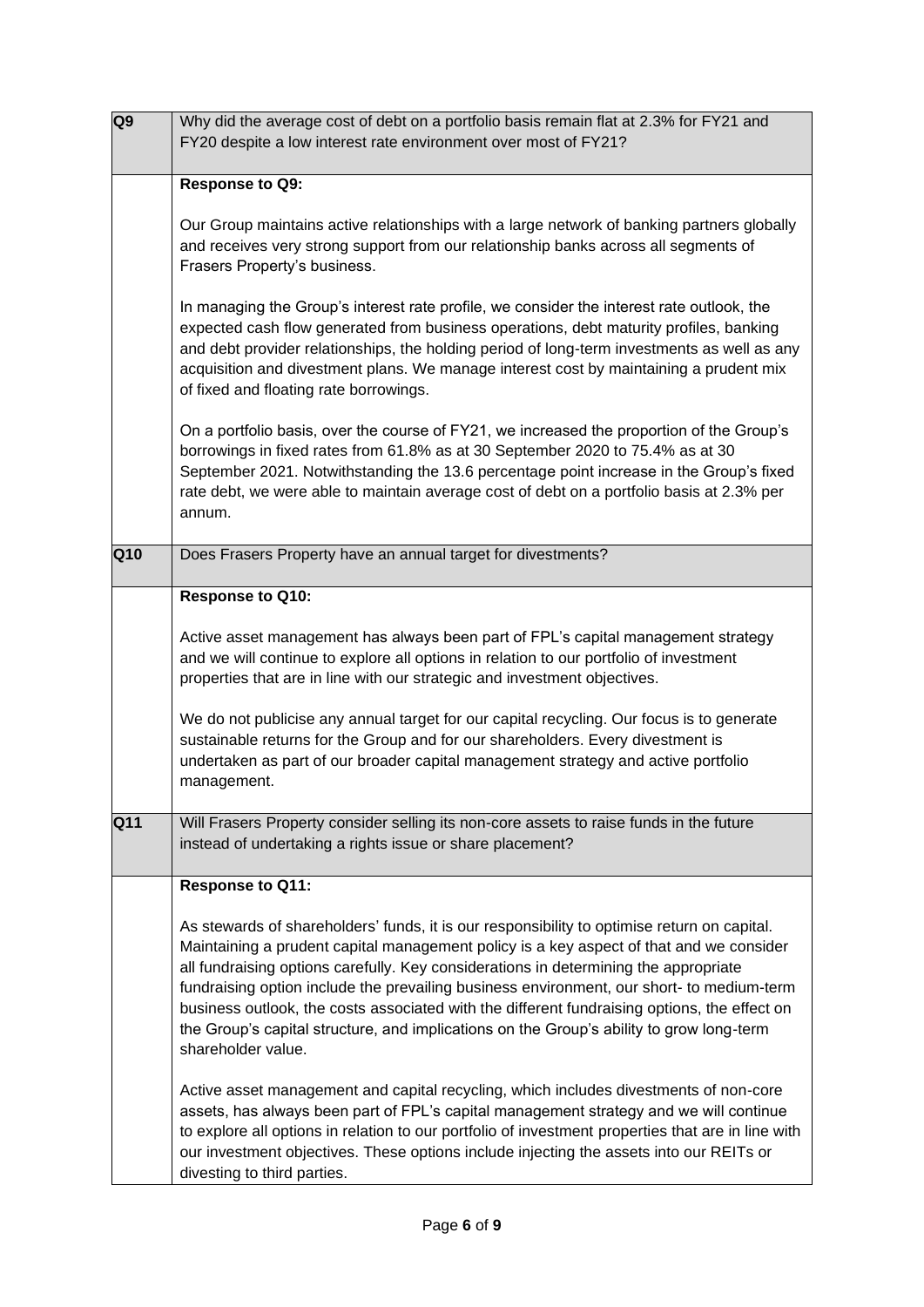| | |
|---|---|
| **Q9** | Why did the average cost of debt on a portfolio basis remain flat at 2.3% for FY21 and FY20 despite a low interest rate environment over most of FY21? |
| | **Response to Q9:**<br><br>Our Group maintains active relationships with a large network of banking partners globally and receives very strong support from our relationship banks across all segments of Frasers Property's business.<br><br>In managing the Group's interest rate profile, we consider the interest rate outlook, the expected cash flow generated from business operations, debt maturity profiles, banking and debt provider relationships, the holding period of long-term investments as well as any acquisition and divestment plans. We manage interest cost by maintaining a prudent mix of fixed and floating rate borrowings.<br><br>On a portfolio basis, over the course of FY21, we increased the proportion of the Group's borrowings in fixed rates from 61.8% as at 30 September 2020 to 75.4% as at 30 September 2021. Notwithstanding the 13.6 percentage point increase in the Group's fixed rate debt, we were able to maintain average cost of debt on a portfolio basis at 2.3% per annum. |
| **Q10** | Does Frasers Property have an annual target for divestments? |
| | **Response to Q10:**<br><br>Active asset management has always been part of FPL's capital management strategy and we will continue to explore all options in relation to our portfolio of investment properties that are in line with our strategic and investment objectives.<br><br>We do not publicise any annual target for our capital recycling. Our focus is to generate sustainable returns for the Group and for our shareholders. Every divestment is undertaken as part of our broader capital management strategy and active portfolio management. |
| **Q11** | Will Frasers Property consider selling its non-core assets to raise funds in the future instead of undertaking a rights issue or share placement? |
| | **Response to Q11:**<br><br>As stewards of shareholders' funds, it is our responsibility to optimise return on capital. Maintaining a prudent capital management policy is a key aspect of that and we consider all fundraising options carefully. Key considerations in determining the appropriate fundraising option include the prevailing business environment, our short- to medium-term business outlook, the costs associated with the different fundraising options, the effect on the Group's capital structure, and implications on the Group's ability to grow long-term shareholder value.<br><br>Active asset management and capital recycling, which includes divestments of non-core assets, has always been part of FPL's capital management strategy and we will continue to explore all options in relation to our portfolio of investment properties that are in line with our investment objectives. These options include injecting the assets into our REITs or divesting to third parties. |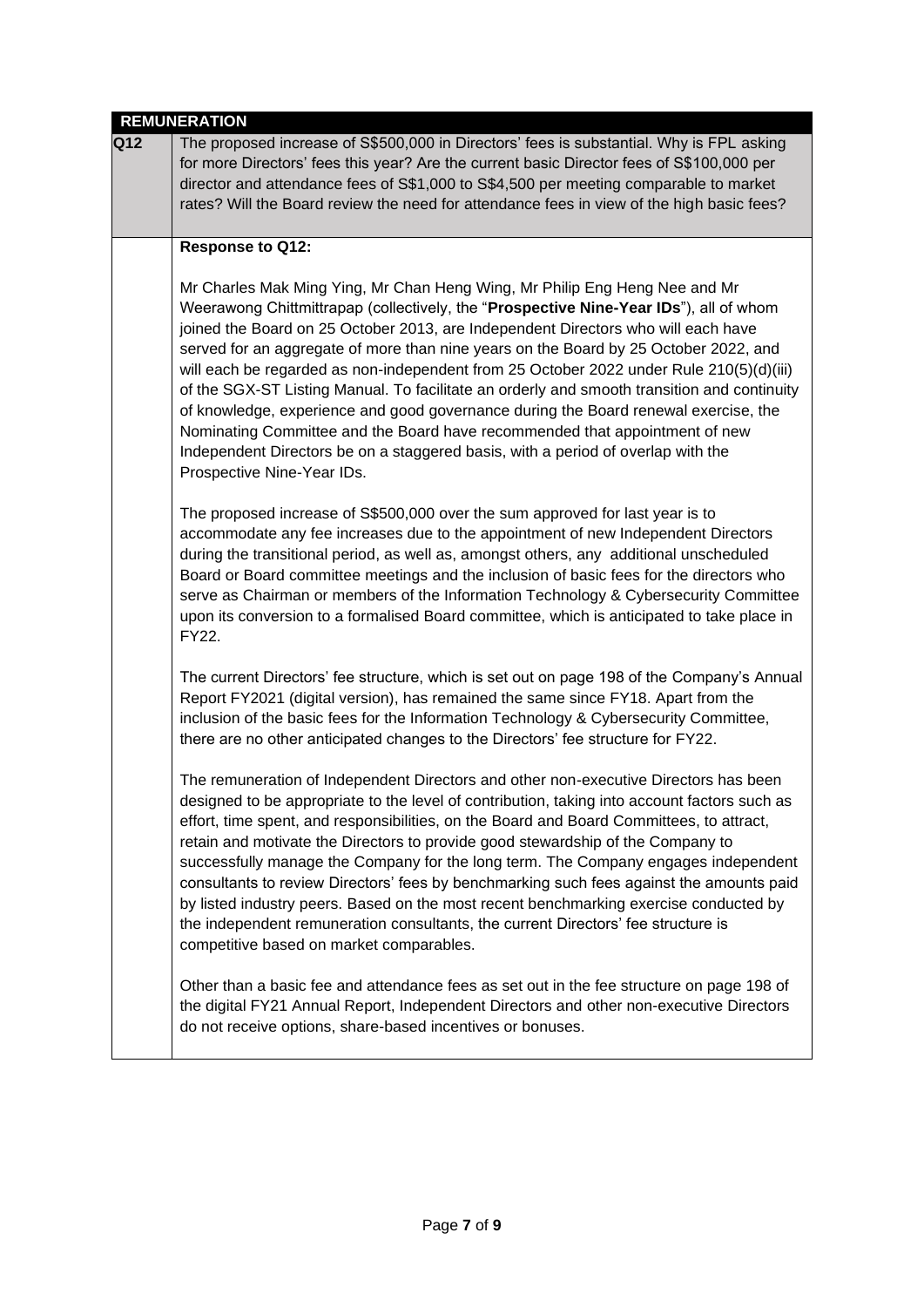| REMUNERATION | |
|---|---|
| **Q12** | The proposed increase of S$500,000 in Directors' fees is substantial. Why is FPL asking for more Directors' fees this year? Are the current basic Director fees of S$100,000 per director and attendance fees of S$1,000 to S$4,500 per meeting comparable to market rates? Will the Board review the need for attendance fees in view of the high basic fees? |
| | **Response to Q12:**<br><br>Mr Charles Mak Ming Ying, Mr Chan Heng Wing, Mr Philip Eng Heng Nee and Mr Weerawong Chittmittrapap (collectively, the "**Prospective Nine-Year IDs**"), all of whom joined the Board on 25 October 2013, are Independent Directors who will each have served for an aggregate of more than nine years on the Board by 25 October 2022, and will each be regarded as non-independent from 25 October 2022 under Rule 210(5)(d)(iii) of the SGX-ST Listing Manual. To facilitate an orderly and smooth transition and continuity of knowledge, experience and good governance during the Board renewal exercise, the Nominating Committee and the Board have recommended that appointment of new Independent Directors be on a staggered basis, with a period of overlap with the Prospective Nine-Year IDs.<br><br>The proposed increase of S$500,000 over the sum approved for last year is to accommodate any fee increases due to the appointment of new Independent Directors during the transitional period, as well as, amongst others, any additional unscheduled Board or Board committee meetings and the inclusion of basic fees for the directors who serve as Chairman or members of the Information Technology & Cybersecurity Committee upon its conversion to a formalised Board committee, which is anticipated to take place in FY22.<br><br>The current Directors' fee structure, which is set out on page 198 of the Company's Annual Report FY2021 (digital version), has remained the same since FY18. Apart from the inclusion of the basic fees for the Information Technology & Cybersecurity Committee, there are no other anticipated changes to the Directors' fee structure for FY22.<br><br>The remuneration of Independent Directors and other non-executive Directors has been designed to be appropriate to the level of contribution, taking into account factors such as effort, time spent, and responsibilities, on the Board and Board Committees, to attract, retain and motivate the Directors to provide good stewardship of the Company to successfully manage the Company for the long term. The Company engages independent consultants to review Directors' fees by benchmarking such fees against the amounts paid by listed industry peers. Based on the most recent benchmarking exercise conducted by the independent remuneration consultants, the current Directors' fee structure is competitive based on market comparables.<br><br>Other than a basic fee and attendance fees as set out in the fee structure on page 198 of the digital FY21 Annual Report, Independent Directors and other non-executive Directors do not receive options, share-based incentives or bonuses. |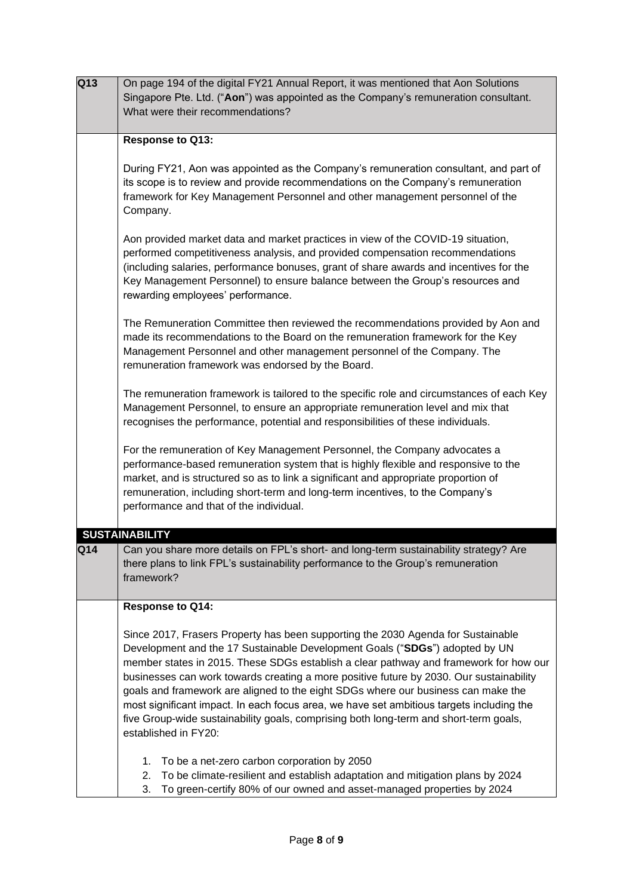| | |
|---|---|
| **Q13** | On page 194 of the digital FY21 Annual Report, it was mentioned that Aon Solutions Singapore Pte. Ltd. ("**Aon**") was appointed as the Company's remuneration consultant. What were their recommendations? |

**Response to Q13:**

During FY21, Aon was appointed as the Company's remuneration consultant, and part of its scope is to review and provide recommendations on the Company's remuneration framework for Key Management Personnel and other management personnel of the Company.

Aon provided market data and market practices in view of the COVID-19 situation, performed competitiveness analysis, and provided compensation recommendations (including salaries, performance bonuses, grant of share awards and incentives for the Key Management Personnel) to ensure balance between the Group's resources and rewarding employees' performance.

The Remuneration Committee then reviewed the recommendations provided by Aon and made its recommendations to the Board on the remuneration framework for the Key Management Personnel and other management personnel of the Company. The remuneration framework was endorsed by the Board.

The remuneration framework is tailored to the specific role and circumstances of each Key Management Personnel, to ensure an appropriate remuneration level and mix that recognises the performance, potential and responsibilities of these individuals.

For the remuneration of Key Management Personnel, the Company advocates a performance-based remuneration system that is highly flexible and responsive to the market, and is structured so as to link a significant and appropriate proportion of remuneration, including short-term and long-term incentives, to the Company's performance and that of the individual.

## SUSTAINABILITY

| | |
|---|---|
| **Q14** | Can you share more details on FPL's short- and long-term sustainability strategy? Are there plans to link FPL's sustainability performance to the Group's remuneration framework? |

**Response to Q14:**

Since 2017, Frasers Property has been supporting the 2030 Agenda for Sustainable Development and the 17 Sustainable Development Goals ("**SDGs**") adopted by UN member states in 2015. These SDGs establish a clear pathway and framework for how our businesses can work towards creating a more positive future by 2030. Our sustainability goals and framework are aligned to the eight SDGs where our business can make the most significant impact. In each focus area, we have set ambitious targets including the five Group-wide sustainability goals, comprising both long-term and short-term goals, established in FY20:

1. To be a net-zero carbon corporation by 2050
2. To be climate-resilient and establish adaptation and mitigation plans by 2024
3. To green-certify 80% of our owned and asset-managed properties by 2024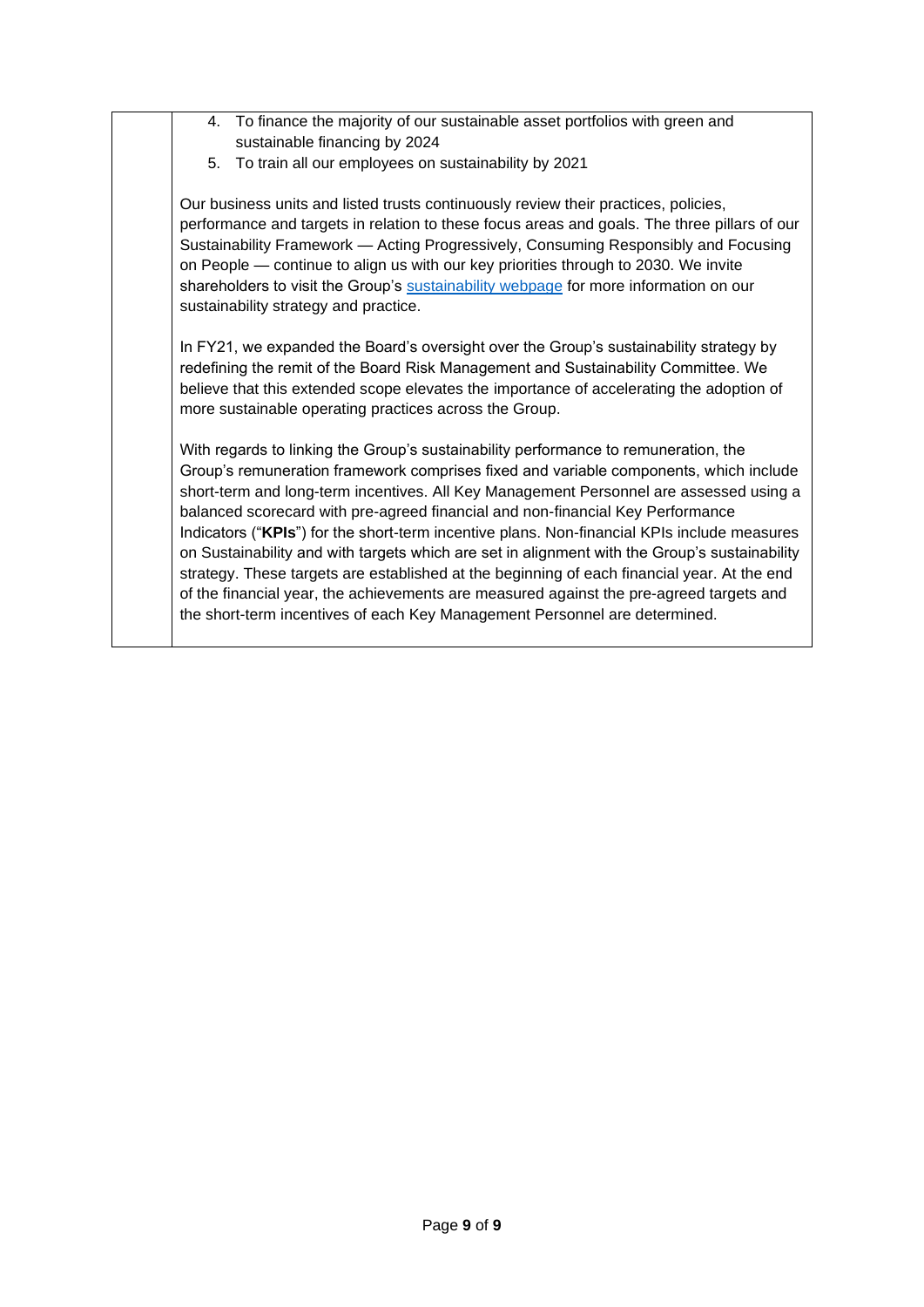4. To finance the majority of our sustainable asset portfolios with green and sustainable financing by 2024
5. To train all our employees on sustainability by 2021

Our business units and listed trusts continuously review their practices, policies, performance and targets in relation to these focus areas and goals. The three pillars of our Sustainability Framework — Acting Progressively, Consuming Responsibly and Focusing on People — continue to align us with our key priorities through to 2030. We invite shareholders to visit the Group's sustainability webpage for more information on our sustainability strategy and practice.

In FY21, we expanded the Board's oversight over the Group's sustainability strategy by redefining the remit of the Board Risk Management and Sustainability Committee. We believe that this extended scope elevates the importance of accelerating the adoption of more sustainable operating practices across the Group.

With regards to linking the Group's sustainability performance to remuneration, the Group's remuneration framework comprises fixed and variable components, which include short-term and long-term incentives. All Key Management Personnel are assessed using a balanced scorecard with pre-agreed financial and non-financial Key Performance Indicators ("**KPIs**") for the short-term incentive plans. Non-financial KPIs include measures on Sustainability and with targets which are set in alignment with the Group's sustainability strategy. These targets are established at the beginning of each financial year. At the end of the financial year, the achievements are measured against the pre-agreed targets and the short-term incentives of each Key Management Personnel are determined.